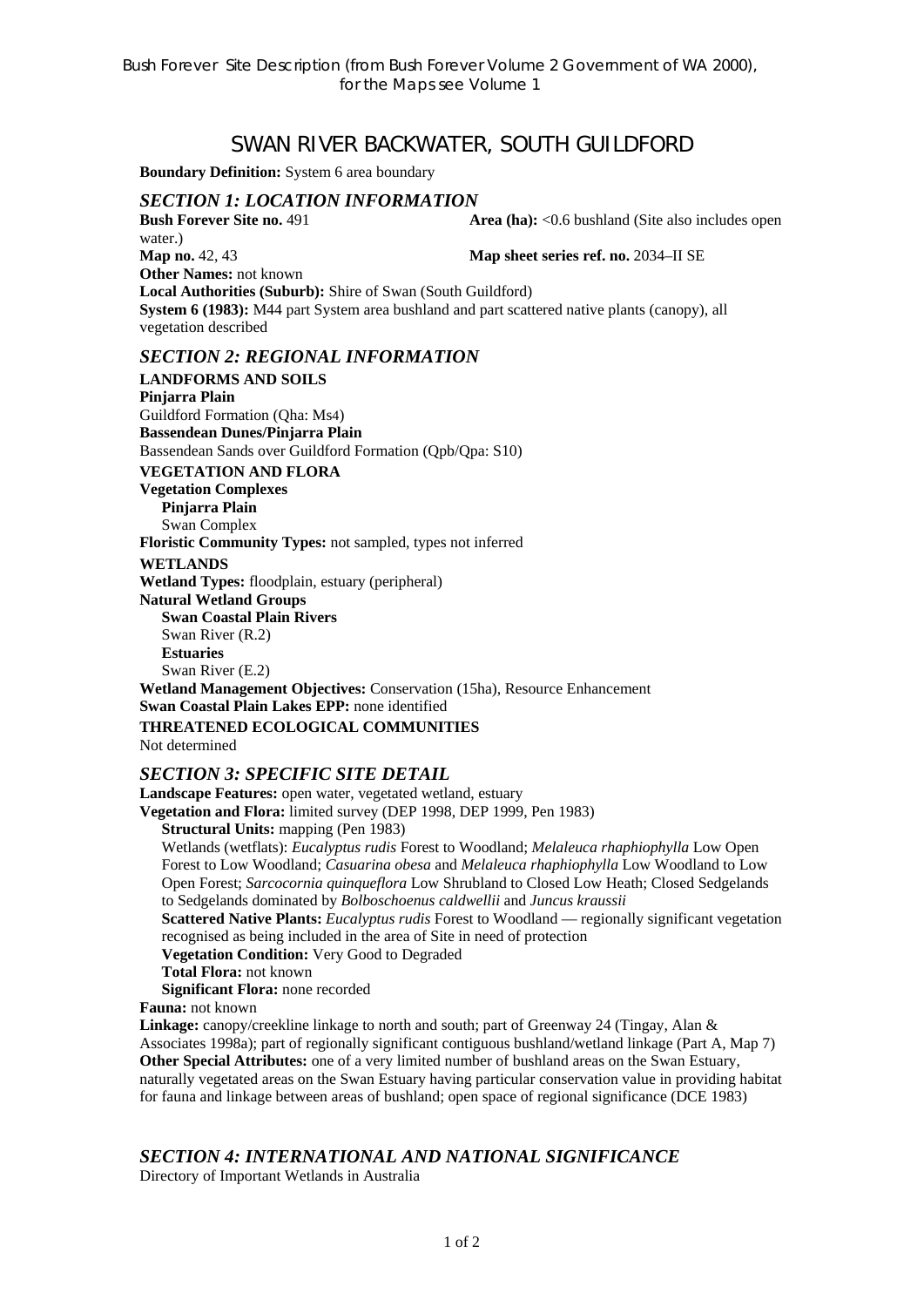Bush Forever Site Description (from Bush Forever Volume 2 Government of WA 2000), for the Maps see Volume 1

# SWAN RIVER BACKWATER, SOUTH GUILDFORD

**Boundary Definition:** System 6 area boundary

## *SECTION 1: LOCATION INFORMATION*

**Bush Forever Site no.** 491 **Area (ha):** <0.6 bushland (Site also includes open water.)
**Map no.** 42, 43 **Map sheet series ref. no.** 2034–II SE
**Other Names:** not known
**Local Authorities (Suburb):** Shire of Swan (South Guildford)
**System 6 (1983):** M44 part System area bushland and part scattered native plants (canopy), all vegetation described

## *SECTION 2: REGIONAL INFORMATION*

**LANDFORMS AND SOILS**
**Pinjarra Plain**
Guildford Formation (Qha: Ms4)
**Bassendean Dunes/Pinjarra Plain**
Bassendean Sands over Guildford Formation (Qpb/Qpa: S10)

**VEGETATION AND FLORA**
**Vegetation Complexes**
**Pinjarra Plain**
Swan Complex
**Floristic Community Types:** not sampled, types not inferred

**WETLANDS**
**Wetland Types:** floodplain, estuary (peripheral)
**Natural Wetland Groups**
**Swan Coastal Plain Rivers**
Swan River (R.2)
**Estuaries**
Swan River (E.2)
**Wetland Management Objectives:** Conservation (15ha), Resource Enhancement
**Swan Coastal Plain Lakes EPP:** none identified

**THREATENED ECOLOGICAL COMMUNITIES**
Not determined

## *SECTION 3: SPECIFIC SITE DETAIL*

**Landscape Features:** open water, vegetated wetland, estuary
**Vegetation and Flora:** limited survey (DEP 1998, DEP 1999, Pen 1983)
**Structural Units:** mapping (Pen 1983)
Wetlands (wetflats): *Eucalyptus rudis* Forest to Woodland; *Melaleuca rhaphiophylla* Low Open Forest to Low Woodland; *Casuarina obesa* and *Melaleuca rhaphiophylla* Low Woodland to Low Open Forest; *Sarcocornia quinqueflora* Low Shrubland to Closed Low Heath; Closed Sedgelands to Sedgelands dominated by *Bolboschoenus caldwellii* and *Juncus kraussii*
**Scattered Native Plants:** *Eucalyptus rudis* Forest to Woodland — regionally significant vegetation recognised as being included in the area of Site in need of protection
**Vegetation Condition:** Very Good to Degraded
**Total Flora:** not known
**Significant Flora:** none recorded
**Fauna:** not known
**Linkage:** canopy/creekline linkage to north and south; part of Greenway 24 (Tingay, Alan & Associates 1998a); part of regionally significant contiguous bushland/wetland linkage (Part A, Map 7)
**Other Special Attributes:** one of a very limited number of bushland areas on the Swan Estuary, naturally vegetated areas on the Swan Estuary having particular conservation value in providing habitat for fauna and linkage between areas of bushland; open space of regional significance (DCE 1983)

## *SECTION 4: INTERNATIONAL AND NATIONAL SIGNIFICANCE*

Directory of Important Wetlands in Australia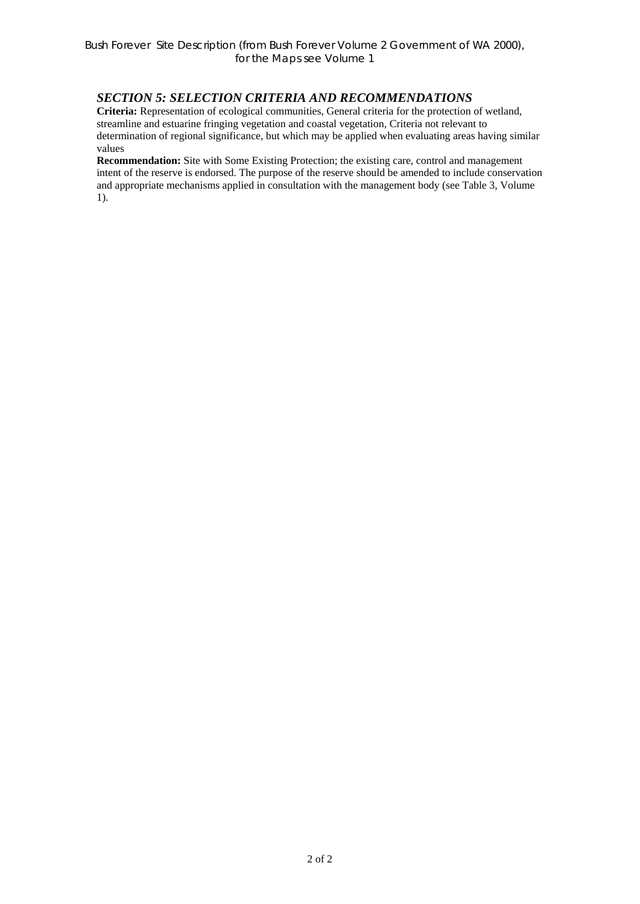## *SECTION 5: SELECTION CRITERIA AND RECOMMENDATIONS*

**Criteria:** Representation of ecological communities, General criteria for the protection of wetland, streamline and estuarine fringing vegetation and coastal vegetation, Criteria not relevant to determination of regional significance, but which may be applied when evaluating areas having similar values

**Recommendation:** Site with Some Existing Protection; the existing care, control and management intent of the reserve is endorsed. The purpose of the reserve should be amended to include conservation and appropriate mechanisms applied in consultation with the management body (see Table 3, Volume 1).